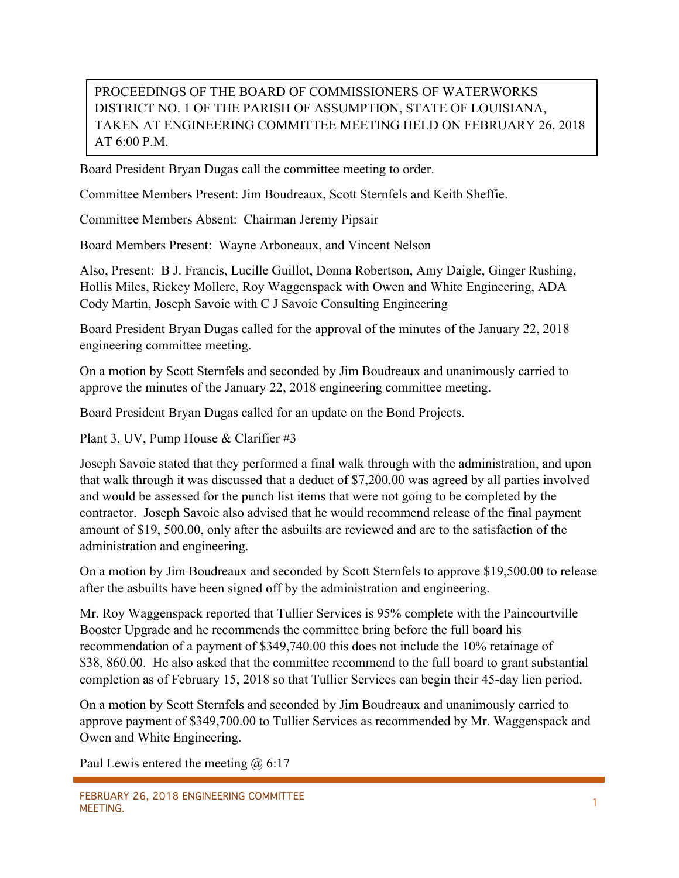PROCEEDINGS OF THE BOARD OF COMMISSIONERS OF WATERWORKS DISTRICT NO. 1 OF THE PARISH OF ASSUMPTION, STATE OF LOUISIANA, TAKEN AT ENGINEERING COMMITTEE MEETING HELD ON FEBRUARY 26, 2018 AT 6:00 P.M.

Board President Bryan Dugas call the committee meeting to order.

Committee Members Present: Jim Boudreaux, Scott Sternfels and Keith Sheffie.

Committee Members Absent: Chairman Jeremy Pipsair

Board Members Present: Wayne Arboneaux, and Vincent Nelson

Also, Present: B J. Francis, Lucille Guillot, Donna Robertson, Amy Daigle, Ginger Rushing, Hollis Miles, Rickey Mollere, Roy Waggenspack with Owen and White Engineering, ADA Cody Martin, Joseph Savoie with C J Savoie Consulting Engineering

Board President Bryan Dugas called for the approval of the minutes of the January 22, 2018 engineering committee meeting.

On a motion by Scott Sternfels and seconded by Jim Boudreaux and unanimously carried to approve the minutes of the January 22, 2018 engineering committee meeting.

Board President Bryan Dugas called for an update on the Bond Projects.

Plant 3, UV, Pump House & Clarifier #3

Joseph Savoie stated that they performed a final walk through with the administration, and upon that walk through it was discussed that a deduct of $7,200.00 was agreed by all parties involved and would be assessed for the punch list items that were not going to be completed by the contractor. Joseph Savoie also advised that he would recommend release of the final payment amount of $19, 500.00, only after the asbuilts are reviewed and are to the satisfaction of the administration and engineering.

On a motion by Jim Boudreaux and seconded by Scott Sternfels to approve $19,500.00 to release after the asbuilts have been signed off by the administration and engineering.

Mr. Roy Waggenspack reported that Tullier Services is 95% complete with the Paincourtville Booster Upgrade and he recommends the committee bring before the full board his recommendation of a payment of $349,740.00 this does not include the 10% retainage of $38, 860.00. He also asked that the committee recommend to the full board to grant substantial completion as of February 15, 2018 so that Tullier Services can begin their 45-day lien period.

On a motion by Scott Sternfels and seconded by Jim Boudreaux and unanimously carried to approve payment of $349,700.00 to Tullier Services as recommended by Mr. Waggenspack and Owen and White Engineering.

Paul Lewis entered the meeting @ 6:17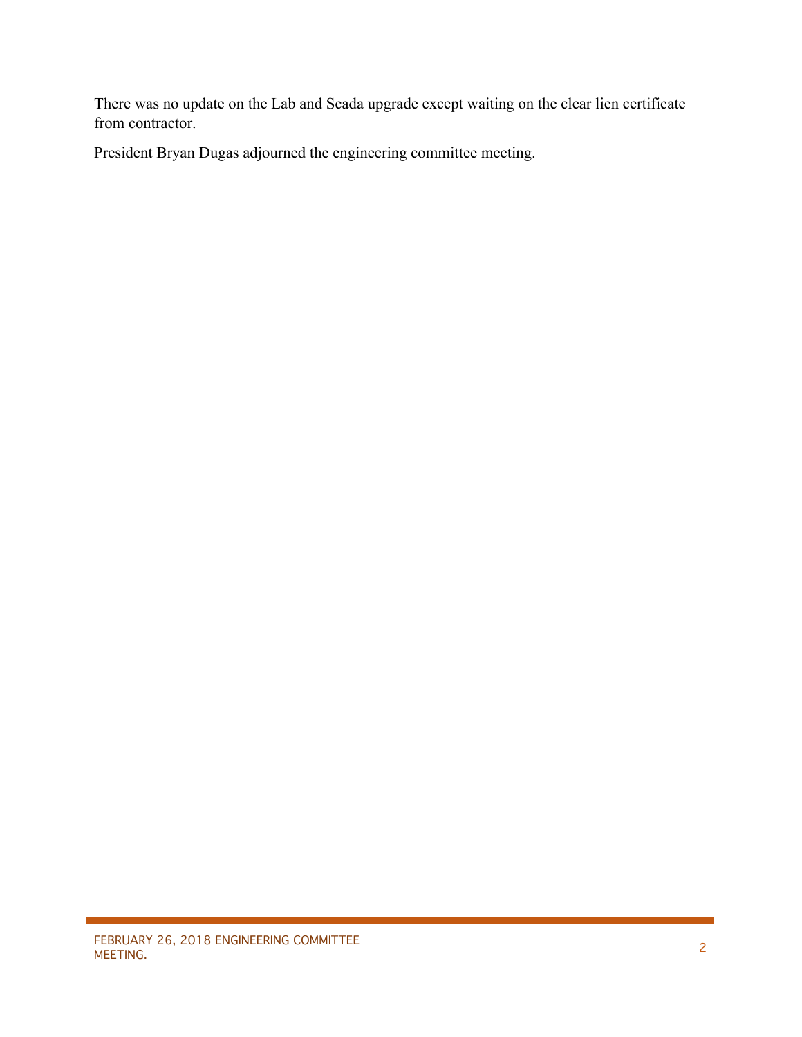There was no update on the Lab and Scada upgrade except waiting on the clear lien certificate from contractor.

President Bryan Dugas adjourned the engineering committee meeting.